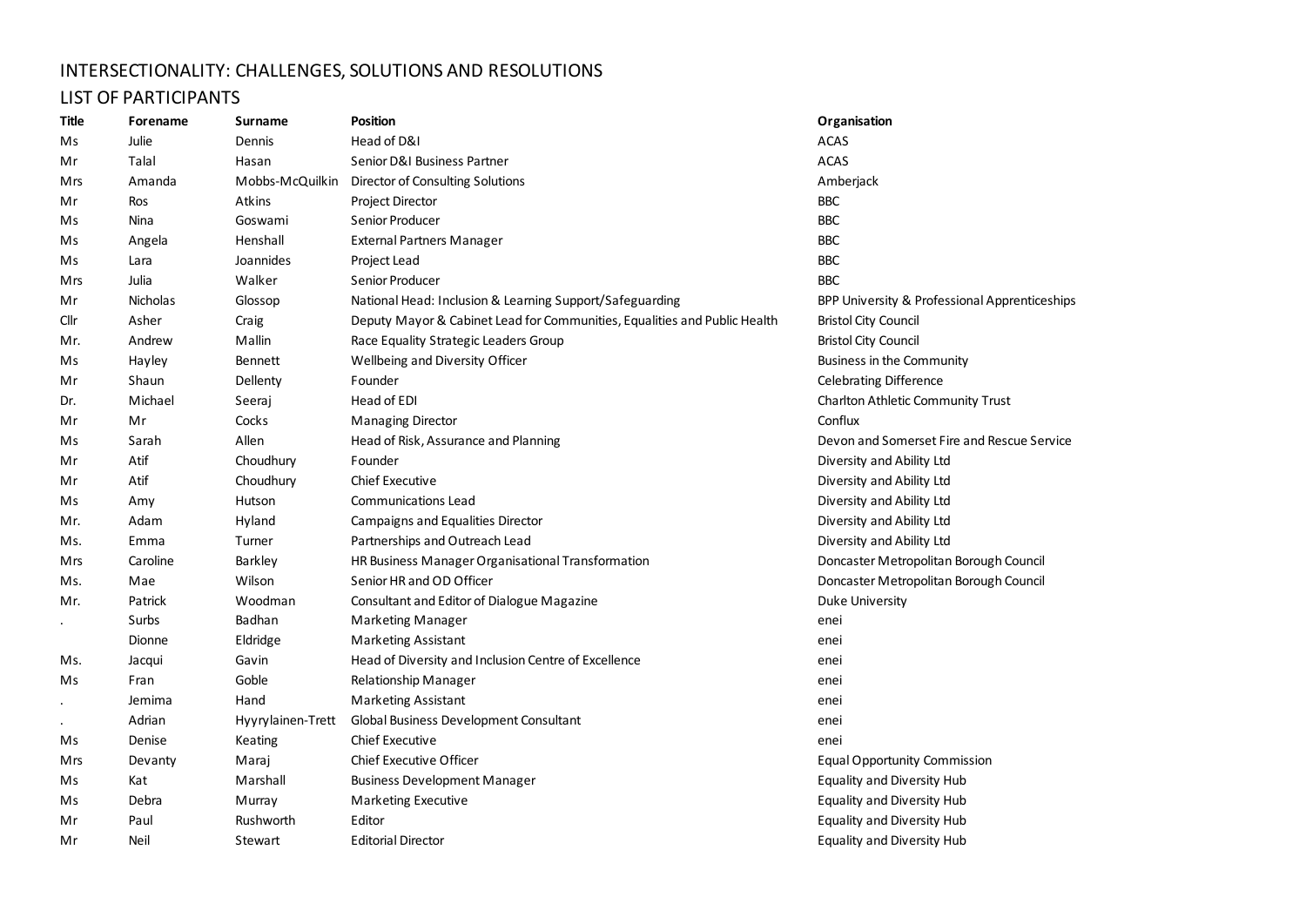# INTERSECTIONALITY: CHALLENGES, SOLUTIONS AND RESOLUTIONS

## LIST OF PARTICIPANTS

| Title | Forename | Surname | Position | Organisation |
|---|---|---|---|---|
| Ms | Julie | Dennis | Head of D&I | ACAS |
| Mr | Talal | Hasan | Senior D&I Business Partner | ACAS |
| Mrs | Amanda | Mobbs-McQuilkin | Director of Consulting Solutions | Amberjack |
| Mr | Ros | Atkins | Project Director | BBC |
| Ms | Nina | Goswami | Senior Producer | BBC |
| Ms | Angela | Henshall | External Partners Manager | BBC |
| Ms | Lara | Joannides | Project Lead | BBC |
| Mrs | Julia | Walker | Senior Producer | BBC |
| Mr | Nicholas | Glossop | National Head: Inclusion & Learning Support/Safeguarding | BPP University & Professional Apprenticeships |
| Cllr | Asher | Craig | Deputy Mayor & Cabinet Lead for Communities, Equalities and Public Health | Bristol City Council |
| Mr. | Andrew | Mallin | Race Equality Strategic Leaders Group | Bristol City Council |
| Ms | Hayley | Bennett | Wellbeing and Diversity Officer | Business in the Community |
| Mr | Shaun | Dellenty | Founder | Celebrating Difference |
| Dr. | Michael | Seeraj | Head of EDI | Charlton Athletic Community Trust |
| Mr | Mr | Cocks | Managing Director | Conflux |
| Ms | Sarah | Allen | Head of Risk, Assurance and Planning | Devon and Somerset Fire and Rescue Service |
| Mr | Atif | Choudhury | Founder | Diversity and Ability Ltd |
| Mr | Atif | Choudhury | Chief Executive | Diversity and Ability Ltd |
| Ms | Amy | Hutson | Communications Lead | Diversity and Ability Ltd |
| Mr. | Adam | Hyland | Campaigns and Equalities Director | Diversity and Ability Ltd |
| Ms. | Emma | Turner | Partnerships and Outreach Lead | Diversity and Ability Ltd |
| Mrs | Caroline | Barkley | HR Business Manager Organisational Transformation | Doncaster Metropolitan Borough Council |
| Ms. | Mae | Wilson | Senior HR and OD Officer | Doncaster Metropolitan Borough Council |
| Mr. | Patrick | Woodman | Consultant and Editor of Dialogue Magazine | Duke University |
| . | Surbs | Badhan | Marketing Manager | enei |
| | Dionne | Eldridge | Marketing Assistant | enei |
| Ms. | Jacqui | Gavin | Head of Diversity and Inclusion Centre of Excellence | enei |
| Ms | Fran | Goble | Relationship Manager | enei |
| . | Jemima | Hand | Marketing Assistant | enei |
| . | Adrian | Hyyrylainen-Trett | Global Business Development Consultant | enei |
| Ms | Denise | Keating | Chief Executive | enei |
| Mrs | Devanty | Maraj | Chief Executive Officer | Equal Opportunity Commission |
| Ms | Kat | Marshall | Business Development Manager | Equality and Diversity Hub |
| Ms | Debra | Murray | Marketing Executive | Equality and Diversity Hub |
| Mr | Paul | Rushworth | Editor | Equality and Diversity Hub |
| Mr | Neil | Stewart | Editorial Director | Equality and Diversity Hub |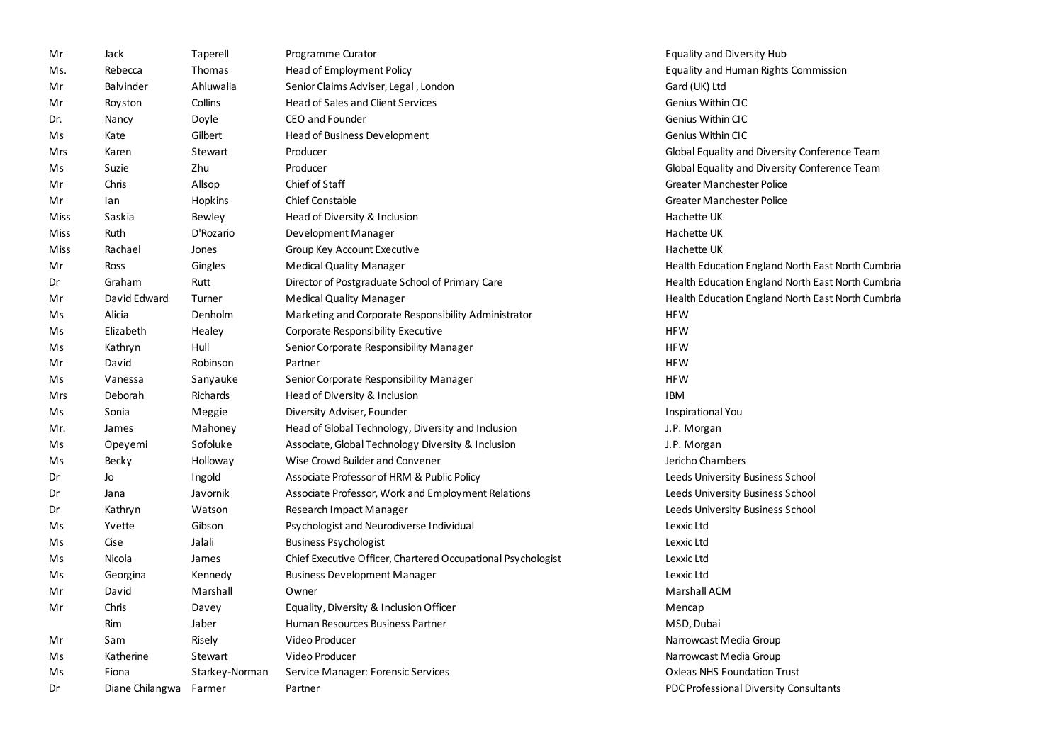| | | | | |
|---|---|---|---|---|
| Mr | Jack | Taperell | Programme Curator | Equality and Diversity Hub |
| Ms. | Rebecca | Thomas | Head of Employment Policy | Equality and Human Rights Commission |
| Mr | Balvinder | Ahluwalia | Senior Claims Adviser, Legal , London | Gard (UK) Ltd |
| Mr | Royston | Collins | Head of Sales and Client Services | Genius Within CIC |
| Dr. | Nancy | Doyle | CEO and Founder | Genius Within CIC |
| Ms | Kate | Gilbert | Head of Business Development | Genius Within CIC |
| Mrs | Karen | Stewart | Producer | Global Equality and Diversity Conference Team |
| Ms | Suzie | Zhu | Producer | Global Equality and Diversity Conference Team |
| Mr | Chris | Allsop | Chief of Staff | Greater Manchester Police |
| Mr | Ian | Hopkins | Chief Constable | Greater Manchester Police |
| Miss | Saskia | Bewley | Head of Diversity & Inclusion | Hachette UK |
| Miss | Ruth | D'Rozario | Development Manager | Hachette UK |
| Miss | Rachael | Jones | Group Key Account Executive | Hachette UK |
| Mr | Ross | Gingles | Medical Quality Manager | Health Education England North East North Cumbria |
| Dr | Graham | Rutt | Director of Postgraduate School of Primary Care | Health Education England North East North Cumbria |
| Mr | David Edward | Turner | Medical Quality Manager | Health Education England North East North Cumbria |
| Ms | Alicia | Denholm | Marketing and Corporate Responsibility Administrator | HFW |
| Ms | Elizabeth | Healey | Corporate Responsibility Executive | HFW |
| Ms | Kathryn | Hull | Senior Corporate Responsibility Manager | HFW |
| Mr | David | Robinson | Partner | HFW |
| Ms | Vanessa | Sanyauke | Senior Corporate Responsibility Manager | HFW |
| Mrs | Deborah | Richards | Head of Diversity & Inclusion | IBM |
| Ms | Sonia | Meggie | Diversity Adviser, Founder | Inspirational You |
| Mr. | James | Mahoney | Head of Global Technology, Diversity and Inclusion | J.P. Morgan |
| Ms | Opeyemi | Sofoluke | Associate, Global Technology Diversity & Inclusion | J.P. Morgan |
| Ms | Becky | Holloway | Wise Crowd Builder and Convener | Jericho Chambers |
| Dr | Jo | Ingold | Associate Professor of HRM & Public Policy | Leeds University Business School |
| Dr | Jana | Javornik | Associate Professor, Work and Employment Relations | Leeds University Business School |
| Dr | Kathryn | Watson | Research Impact Manager | Leeds University Business School |
| Ms | Yvette | Gibson | Psychologist and Neurodiverse Individual | Lexxic Ltd |
| Ms | Cise | Jalali | Business Psychologist | Lexxic Ltd |
| Ms | Nicola | James | Chief Executive Officer, Chartered Occupational Psychologist | Lexxic Ltd |
| Ms | Georgina | Kennedy | Business Development Manager | Lexxic Ltd |
| Mr | David | Marshall | Owner | Marshall ACM |
| Mr | Chris | Davey | Equality, Diversity & Inclusion Officer | Mencap |
| | Rim | Jaber | Human Resources Business Partner | MSD, Dubai |
| Mr | Sam | Risely | Video Producer | Narrowcast Media Group |
| Ms | Katherine | Stewart | Video Producer | Narrowcast Media Group |
| Ms | Fiona | Starkey-Norman | Service Manager: Forensic Services | Oxleas NHS Foundation Trust |
| Dr | Diane Chilangwa | Farmer | Partner | PDC Professional Diversity Consultants |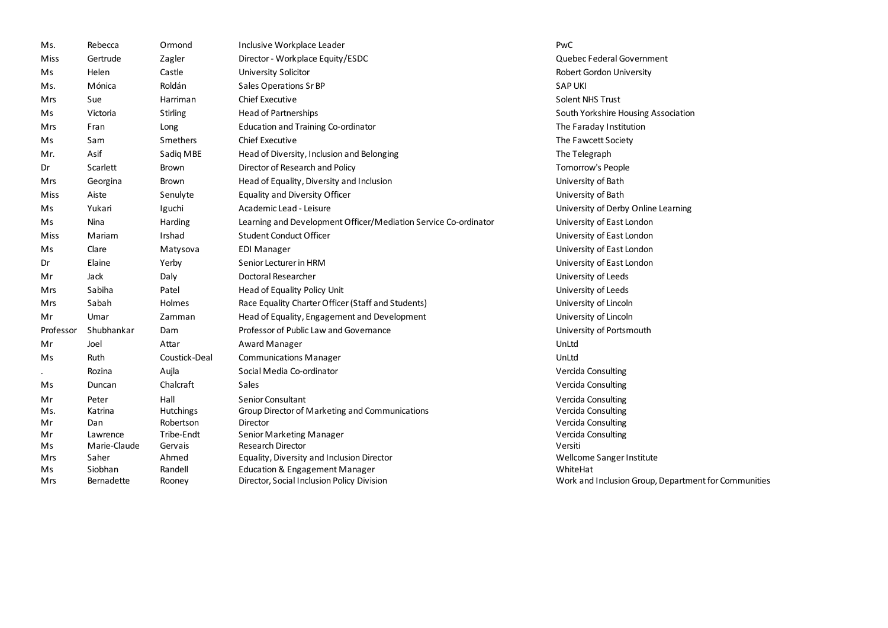| | | | | |
|---|---|---|---|---|
| Ms. | Rebecca | Ormond | Inclusive Workplace Leader | PwC |
| Miss | Gertrude | Zagler | Director - Workplace Equity/ESDC | Quebec Federal Government |
| Ms | Helen | Castle | University Solicitor | Robert Gordon University |
| Ms. | Mónica | Roldán | Sales Operations Sr BP | SAP UKI |
| Mrs | Sue | Harriman | Chief Executive | Solent NHS Trust |
| Ms | Victoria | Stirling | Head of Partnerships | South Yorkshire Housing Association |
| Mrs | Fran | Long | Education and Training Co-ordinator | The Faraday Institution |
| Ms | Sam | Smethers | Chief Executive | The Fawcett Society |
| Mr. | Asif | Sadiq MBE | Head of Diversity, Inclusion and Belonging | The Telegraph |
| Dr | Scarlett | Brown | Director of Research and Policy | Tomorrow's People |
| Mrs | Georgina | Brown | Head of Equality, Diversity and Inclusion | University of Bath |
| Miss | Aiste | Senulyte | Equality and Diversity Officer | University of Bath |
| Ms | Yukari | Iguchi | Academic Lead - Leisure | University of Derby Online Learning |
| Ms | Nina | Harding | Learning and Development Officer/Mediation Service Co-ordinator | University of East London |
| Miss | Mariam | Irshad | Student Conduct Officer | University of East London |
| Ms | Clare | Matysova | EDI Manager | University of East London |
| Dr | Elaine | Yerby | Senior Lecturer in HRM | University of East London |
| Mr | Jack | Daly | Doctoral Researcher | University of Leeds |
| Mrs | Sabiha | Patel | Head of Equality Policy Unit | University of Leeds |
| Mrs | Sabah | Holmes | Race Equality Charter Officer (Staff and Students) | University of Lincoln |
| Mr | Umar | Zamman | Head of Equality, Engagement and Development | University of Lincoln |
| Professor | Shubhankar | Dam | Professor of Public Law and Governance | University of Portsmouth |
| Mr | Joel | Attar | Award Manager | UnLtd |
| Ms | Ruth | Coustick-Deal | Communications Manager | UnLtd |
| . | Rozina | Aujla | Social Media Co-ordinator | Vercida Consulting |
| Ms | Duncan | Chalcraft | Sales | Vercida Consulting |
| Mr | Peter | Hall | Senior Consultant | Vercida Consulting |
| Ms. | Katrina | Hutchings | Group Director of Marketing and Communications | Vercida Consulting |
| Mr | Dan | Robertson | Director | Vercida Consulting |
| Mr | Lawrence | Tribe-Endt | Senior Marketing Manager | Vercida Consulting |
| Ms | Marie-Claude | Gervais | Research Director | Versiti |
| Mrs | Saher | Ahmed | Equality, Diversity and Inclusion Director | Wellcome Sanger Institute |
| Ms | Siobhan | Randell | Education & Engagement Manager | WhiteHat |
| Mrs | Bernadette | Rooney | Director, Social Inclusion Policy Division | Work and Inclusion Group, Department for Communities |